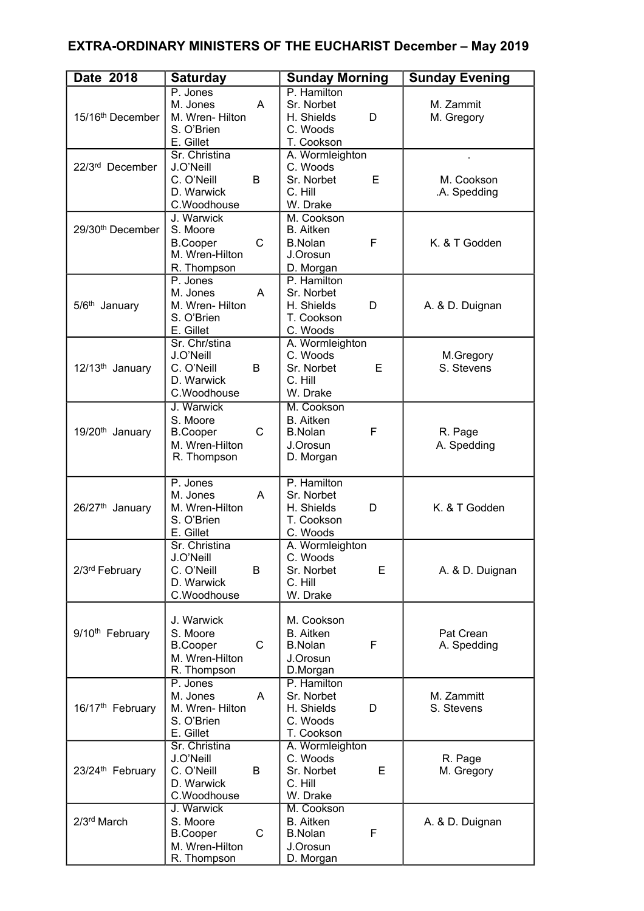**EXTRA-ORDINARY MINISTERS OF THE EUCHARIST December – May 2019**

| Date 2018 | Saturday | Sunday Morning | Sunday Evening |
|---|---|---|---|
| 15/16th December | P. Jones<br>M. Jones A<br>M. Wren- Hilton<br>S. O'Brien<br>E. Gillet | P. Hamilton<br>Sr. Norbet<br>H. Shields D<br>C. Woods<br>T. Cookson | M. Zammit<br>M. Gregory |
| 22/3rd December | Sr. Christina<br>J.O'Neill<br>C. O'Neill B<br>D. Warwick<br>C.Woodhouse | A. Wormleighton<br>C. Woods<br>Sr. Norbet E<br>C. Hill<br>W. Drake | .<br>M. Cookson<br>.A. Spedding |
| 29/30th December | J. Warwick<br>S. Moore<br>B.Cooper C<br>M. Wren-Hilton<br>R. Thompson | M. Cookson<br>B. Aitken<br>B.Nolan F<br>J.Orosun<br>D. Morgan | K. & T Godden |
| 5/6th January | P. Jones<br>M. Jones A<br>M. Wren- Hilton<br>S. O'Brien<br>E. Gillet | P. Hamilton<br>Sr. Norbet<br>H. Shields D<br>T. Cookson<br>C. Woods | A. & D. Duignan |
| 12/13th January | Sr. Chr/stina<br>J.O'Neill<br>C. O'Neill B<br>D. Warwick<br>C.Woodhouse | A. Wormleighton<br>C. Woods<br>Sr. Norbet E<br>C. Hill<br>W. Drake | M.Gregory<br>S. Stevens |
| 19/20th January | J. Warwick<br>S. Moore<br>B.Cooper C<br>M. Wren-Hilton<br>R. Thompson | M. Cookson<br>B. Aitken<br>B.Nolan F<br>J.Orosun<br>D. Morgan | R. Page<br>A. Spedding |
| 26/27th January | P. Jones<br>M. Jones A<br>M. Wren-Hilton<br>S. O'Brien<br>E. Gillet | P. Hamilton<br>Sr. Norbet<br>H. Shields D<br>T. Cookson<br>C. Woods | K. & T Godden |
| 2/3rd February | Sr. Christina<br>J.O'Neill<br>C. O'Neill B<br>D. Warwick<br>C.Woodhouse | A. Wormleighton<br>C. Woods<br>Sr. Norbet E<br>C. Hill<br>W. Drake | A. & D. Duignan |
| 9/10th February | J. Warwick<br>S. Moore<br>B.Cooper C<br>M. Wren-Hilton<br>R. Thompson | M. Cookson<br>B. Aitken<br>B.Nolan F<br>J.Orosun<br>D.Morgan | Pat Crean<br>A. Spedding |
| 16/17th February | P. Jones<br>M. Jones A<br>M. Wren- Hilton<br>S. O'Brien<br>E. Gillet | P. Hamilton<br>Sr. Norbet<br>H. Shields D<br>C. Woods<br>T. Cookson | M. Zammitt<br>S. Stevens |
| 23/24th February | Sr. Christina<br>J.O'Neill<br>C. O'Neill B<br>D. Warwick<br>C.Woodhouse | A. Wormleighton<br>C. Woods<br>Sr. Norbet E<br>C. Hill<br>W. Drake | R. Page<br>M. Gregory |
| 2/3rd March | J. Warwick<br>S. Moore<br>B.Cooper C<br>M. Wren-Hilton<br>R. Thompson | M. Cookson<br>B. Aitken<br>B.Nolan F<br>J.Orosun<br>D. Morgan | A. & D. Duignan |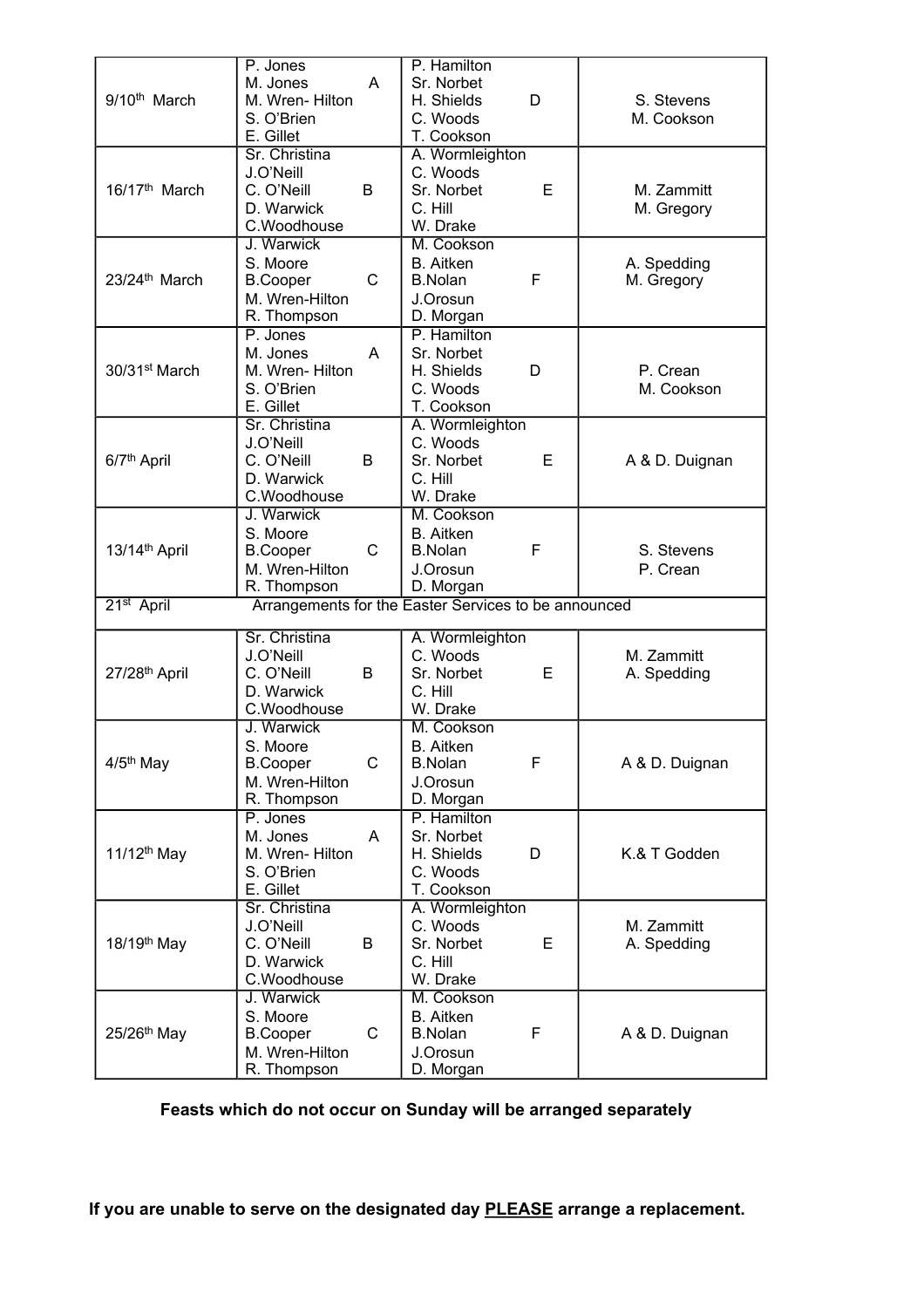| | | | |
|---|---|---|---|
| 9/10th March | P. Jones<br>M. Jones A<br>M. Wren- Hilton<br>S. O'Brien<br>E. Gillet | P. Hamilton<br>Sr. Norbet<br>H. Shields D<br>C. Woods<br>T. Cookson | S. Stevens<br>M. Cookson |
| 16/17th March | Sr. Christina<br>J.O'Neill<br>C. O'Neill B<br>D. Warwick<br>C.Woodhouse | A. Wormleighton<br>C. Woods<br>Sr. Norbet E<br>C. Hill<br>W. Drake | M. Zammitt<br>M. Gregory |
| 23/24th March | J. Warwick<br>S. Moore<br>B.Cooper C<br>M. Wren-Hilton<br>R. Thompson | M. Cookson<br>B. Aitken<br>B.Nolan F<br>J.Orosun<br>D. Morgan | A. Spedding<br>M. Gregory |
| 30/31st March | P. Jones<br>M. Jones A<br>M. Wren- Hilton<br>S. O'Brien<br>E. Gillet | P. Hamilton<br>Sr. Norbet<br>H. Shields D<br>C. Woods<br>T. Cookson | P. Crean<br>M. Cookson |
| 6/7th April | Sr. Christina<br>J.O'Neill<br>C. O'Neill B<br>D. Warwick<br>C.Woodhouse | A. Wormleighton<br>C. Woods<br>Sr. Norbet E<br>C. Hill<br>W. Drake | A & D. Duignan |
| 13/14th April | J. Warwick<br>S. Moore<br>B.Cooper C<br>M. Wren-Hilton<br>R. Thompson | M. Cookson<br>B. Aitken<br>B.Nolan F<br>J.Orosun<br>D. Morgan | S. Stevens<br>P. Crean |
| 21st April | Arrangements for the Easter Services to be announced | | |
| 27/28th April | Sr. Christina<br>J.O'Neill<br>C. O'Neill B<br>D. Warwick<br>C.Woodhouse | A. Wormleighton<br>C. Woods<br>Sr. Norbet E<br>C. Hill<br>W. Drake | M. Zammitt<br>A. Spedding |
| 4/5th May | J. Warwick<br>S. Moore<br>B.Cooper C<br>M. Wren-Hilton<br>R. Thompson | M. Cookson<br>B. Aitken<br>B.Nolan F<br>J.Orosun<br>D. Morgan | A & D. Duignan |
| 11/12th May | P. Jones<br>M. Jones A<br>M. Wren- Hilton<br>S. O'Brien<br>E. Gillet | P. Hamilton<br>Sr. Norbet<br>H. Shields D<br>C. Woods<br>T. Cookson | K.& T Godden |
| 18/19th May | Sr. Christina<br>J.O'Neill<br>C. O'Neill B<br>D. Warwick<br>C.Woodhouse | A. Wormleighton<br>C. Woods<br>Sr. Norbet E<br>C. Hill<br>W. Drake | M. Zammitt<br>A. Spedding |
| 25/26th May | J. Warwick<br>S. Moore<br>B.Cooper C<br>M. Wren-Hilton<br>R. Thompson | M. Cookson<br>B. Aitken<br>B.Nolan F<br>J.Orosun<br>D. Morgan | A & D. Duignan |

**Feasts which do not occur on Sunday will be arranged separately**

**If you are unable to serve on the designated day PLEASE arrange a replacement.**